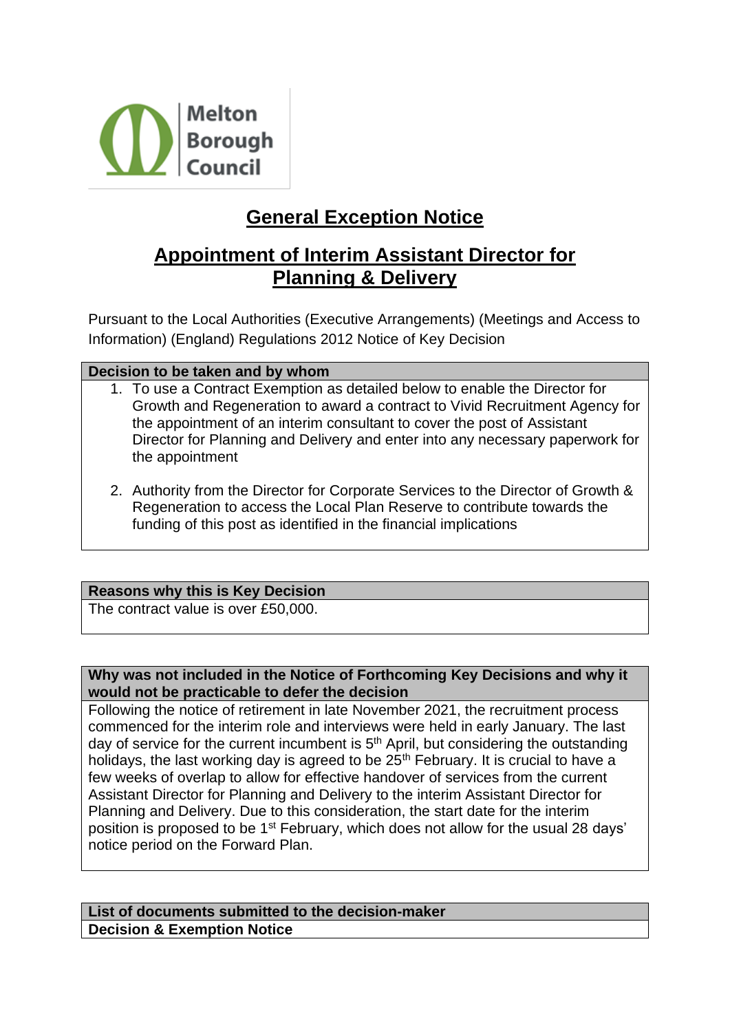Melton Borough Council

# General Exception Notice

## Appointment of Interim Assistant Director for Planning & Delivery

Pursuant to the Local Authorities (Executive Arrangements) (Meetings and Access to Information) (England) Regulations 2012 Notice of Key Decision

| Decision to be taken and by whom |
| --- |
| 1. To use a Contract Exemption as detailed below to enable the Director for Growth and Regeneration to award a contract to Vivid Recruitment Agency for the appointment of an interim consultant to cover the post of Assistant Director for Planning and Delivery and enter into any necessary paperwork for the appointment<br><br>2. Authority from the Director for Corporate Services to the Director of Growth & Regeneration to access the Local Plan Reserve to contribute towards the funding of this post as identified in the financial implications |

| Reasons why this is Key Decision |
| --- |
| The contract value is over £50,000. |

| Why was not included in the Notice of Forthcoming Key Decisions and why it would not be practicable to defer the decision |
| --- |
| Following the notice of retirement in late November 2021, the recruitment process commenced for the interim role and interviews were held in early January. The last day of service for the current incumbent is 5th April, but considering the outstanding holidays, the last working day is agreed to be 25th February. It is crucial to have a few weeks of overlap to allow for effective handover of services from the current Assistant Director for Planning and Delivery to the interim Assistant Director for Planning and Delivery. Due to this consideration, the start date for the interim position is proposed to be 1st February, which does not allow for the usual 28 days' notice period on the Forward Plan. |

| List of documents submitted to the decision-maker |
| --- |
| **Decision & Exemption Notice** |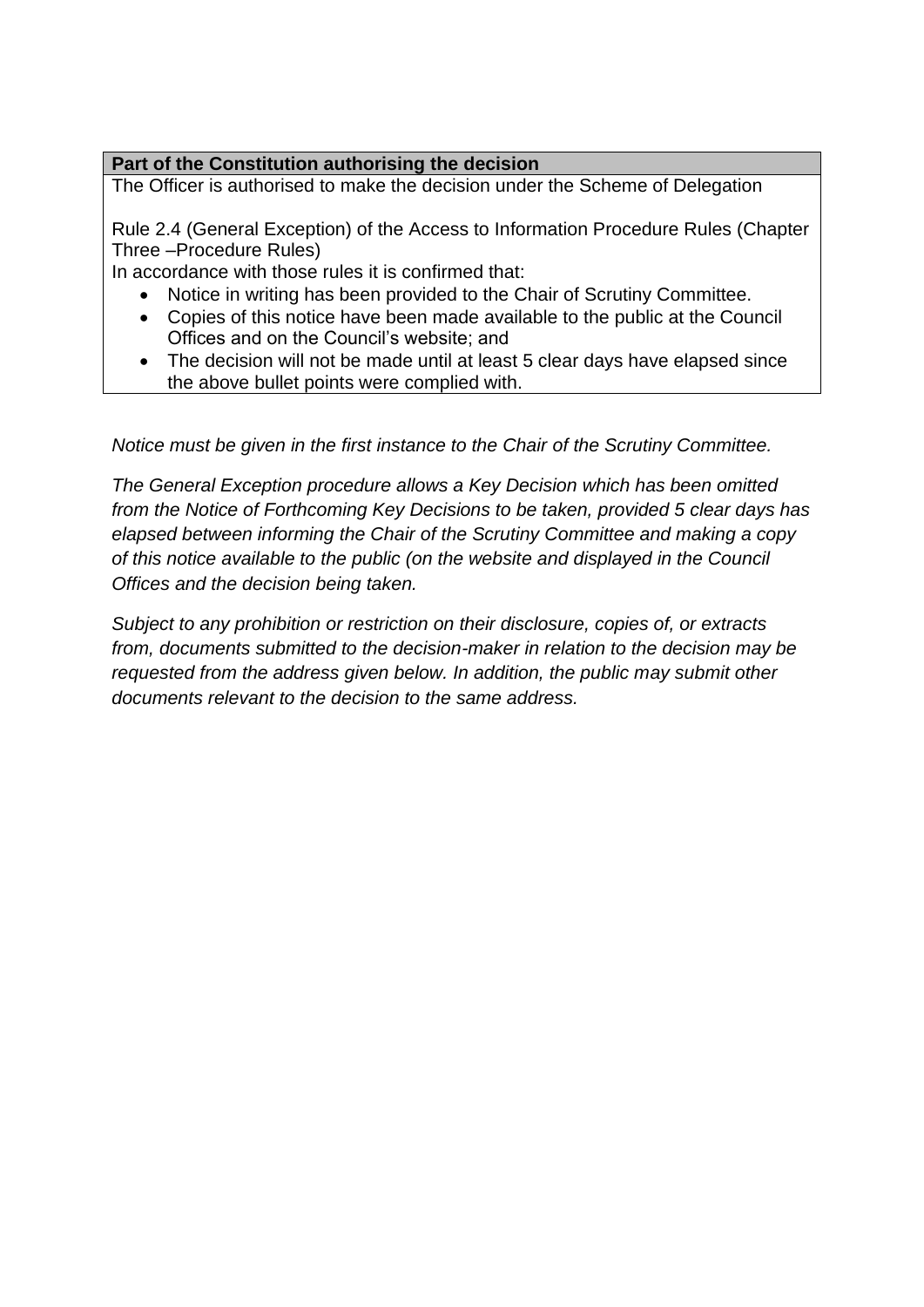| Part of the Constitution authorising the decision |
| --- |
| The Officer is authorised to make the decision under the Scheme of Delegation<br><br>Rule 2.4 (General Exception) of the Access to Information Procedure Rules (Chapter Three –Procedure Rules)<br>In accordance with those rules it is confirmed that:<br>• Notice in writing has been provided to the Chair of Scrutiny Committee.<br>• Copies of this notice have been made available to the public at the Council Offices and on the Council's website; and<br>• The decision will not be made until at least 5 clear days have elapsed since the above bullet points were complied with. |

*Notice must be given in the first instance to the Chair of the Scrutiny Committee.*

*The General Exception procedure allows a Key Decision which has been omitted from the Notice of Forthcoming Key Decisions to be taken, provided 5 clear days has elapsed between informing the Chair of the Scrutiny Committee and making a copy of this notice available to the public (on the website and displayed in the Council Offices and the decision being taken.*

*Subject to any prohibition or restriction on their disclosure, copies of, or extracts from, documents submitted to the decision-maker in relation to the decision may be requested from the address given below. In addition, the public may submit other documents relevant to the decision to the same address.*